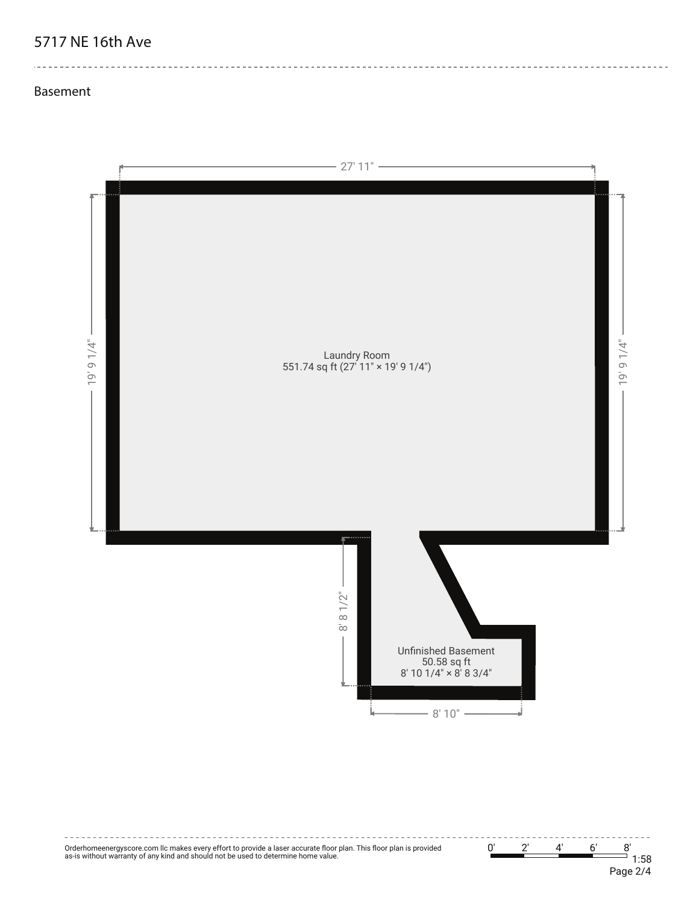# 5717 NE 16th Ave

## Basement

27' 11"

19' 9 1/4"

19' 9 1/4"

Laundry Room
551.74 sq ft (27' 11" × 19' 9 1/4")

8' 8 1/2"

Unfinished Basement
50.58 sq ft
8' 10 1/4" × 8' 8 3/4"

8' 10"

Orderhomeenergyscore.com llc makes every effort to provide a laser accurate floor plan. This floor plan is provided as-is without warranty of any kind and should not be used to determine home value.

0' 2' 4' 6' 8'
1:58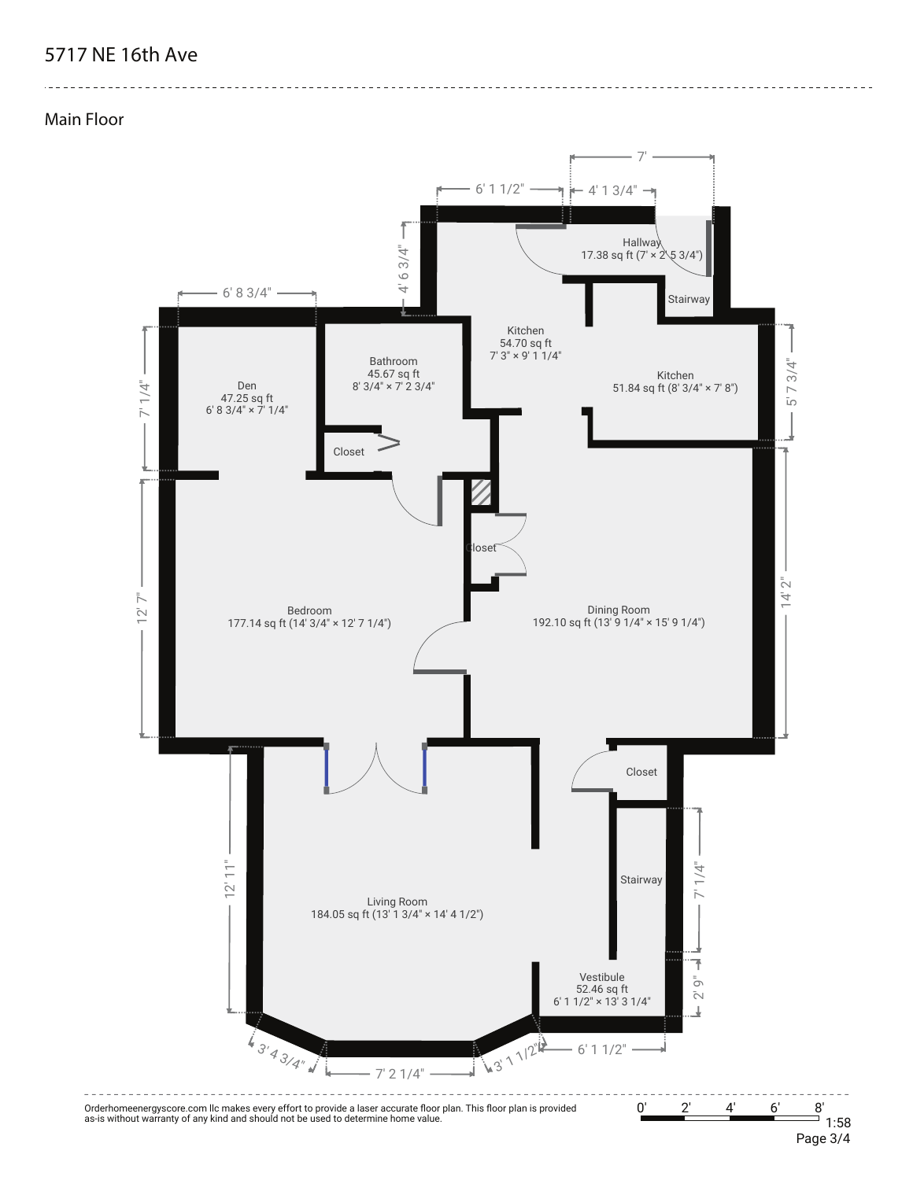# 5717 NE 16th Ave

## Main Floor

Hallway
17.38 sq ft (7' × 2' 5 3/4")

Stairway

Kitchen
54.70 sq ft
7' 3" × 9' 1 1/4"

Kitchen
51.84 sq ft (8' 3/4" × 7' 8")

Bathroom
45.67 sq ft
8' 3/4" × 7' 2 3/4"

Den
47.25 sq ft
6' 8 3/4" × 7' 1/4"

Closet

Closet

Bedroom
177.14 sq ft (14' 3/4" × 12' 7 1/4")

Dining Room
192.10 sq ft (13' 9 1/4" × 15' 9 1/4")

Closet

Stairway

Living Room
184.05 sq ft (13' 1 3/4" × 14' 4 1/2")

Vestibule
52.46 sq ft
6' 1 1/2" × 13' 3 1/4"

7' | 6' 1 1/2" | 4' 1 3/4" | 4' 6 3/4" | 6' 8 3/4" | 7' 1/4" | 5' 7 3/4" | 12' 7" | 14' 2" | 12' 11" | 7' 1/4" | 2' 9" | 3' 4 3/4" | 7' 2 1/4" | 3' 1 1/2" | 6' 1 1/2"

Orderhomeenergyscore.com llc makes every effort to provide a laser accurate floor plan. This floor plan is provided as-is without warranty of any kind and should not be used to determine home value.

0' 2' 4' 6' 8'
1:58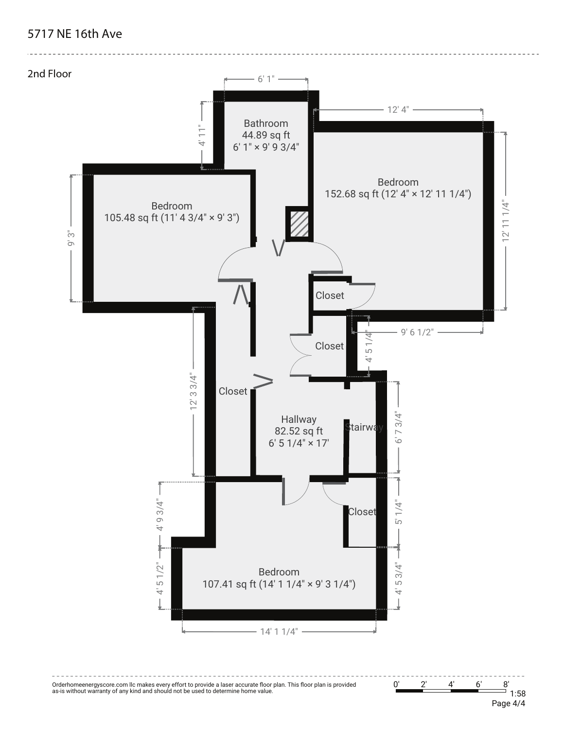# 5717 NE 16th Ave

## 2nd Floor

6' 1"

Bathroom
44.89 sq ft
6' 1" × 9' 9 3/4"

4' 11"

12' 4"

Bedroom
152.68 sq ft (12' 4" × 12' 11 1/4")

12' 11 1/4"

Bedroom
105.48 sq ft (11' 4 3/4" × 9' 3")

9' 3"

Closet

9' 6 1/2"

Closet

4' 5 1/4"

12' 3 3/4"

Closet

Hallway
82.52 sq ft
6' 5 1/4" × 17'

Stairway

6' 7 3/4"

4' 9 3/4"

Closet

5' 1/4"

4' 5 1/2"

Bedroom
107.41 sq ft (14' 1 1/4" × 9' 3 1/4")

4' 5 3/4"

14' 1 1/4"

Orderhomeenergyscore.com llc makes every effort to provide a laser accurate floor plan. This floor plan is provided as-is without warranty of any kind and should not be used to determine home value.

0' 2' 4' 6' 8'
1:58